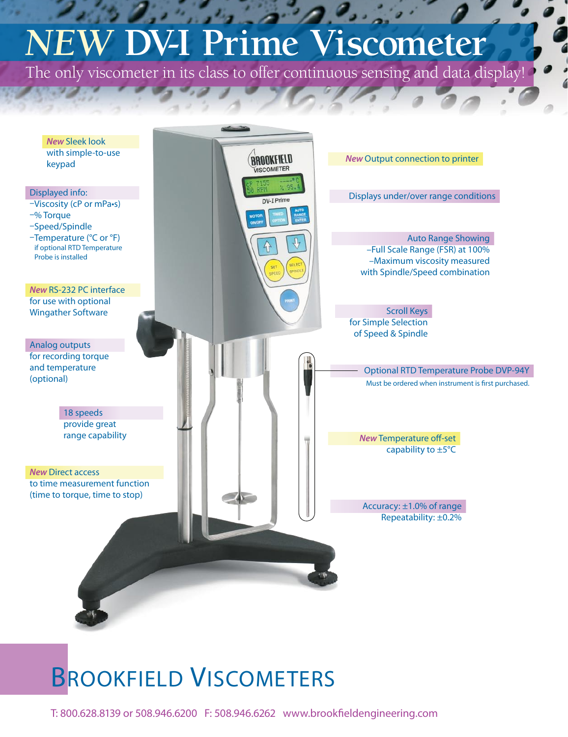# *NEW* DV-I Prime Viscometer

The only viscometer in its class to offer continuous sensing and data display!

***New*** Sleek look with simple-to-use keypad

**Displayed info:**
- Viscosity (cP or mPa•s)
- % Torque
- Speed/Spindle
- Temperature (°C or °F) if optional RTD Temperature Probe is installed

***New*** RS-232 PC interface for use with optional Wingather Software

**Analog outputs** for recording torque and temperature (optional)

**18 speeds** provide great range capability

***New*** Direct access to time measurement function (time to torque, time to stop)

***New*** Output connection to printer

**Displays under/over range conditions**

**Auto Range Showing**
- Full Scale Range (FSR) at 100%
- Maximum viscosity measured with Spindle/Speed combination

**Scroll Keys** for Simple Selection of Speed & Spindle

**Optional RTD Temperature Probe DVP-94Y**
Must be ordered when instrument is first purchased.

***New*** Temperature off-set capability to ±5°C

**Accuracy: ±1.0% of range**
Repeatability: ±0.2%

## BROOKFIELD VISCOMETERS

T: 800.628.8139 or 508.946.6200 F: 508.946.6262 www.brookfieldengineering.com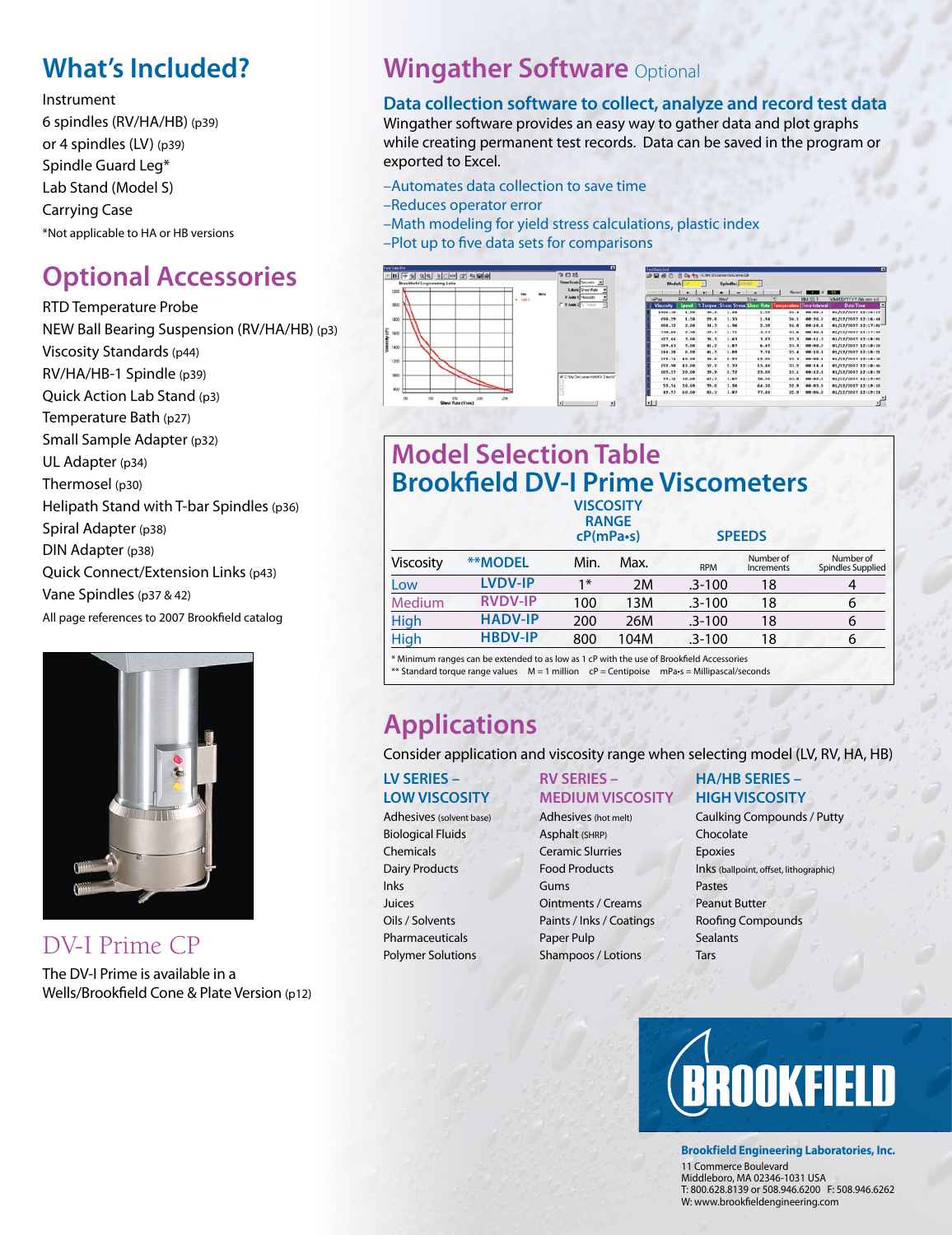## What's Included?

Instrument
6 spindles (RV/HA/HB) (p39)
or 4 spindles (LV) (p39)
Spindle Guard Leg*
Lab Stand (Model S)
Carrying Case

*Not applicable to HA or HB versions

## Optional Accessories

RTD Temperature Probe
NEW Ball Bearing Suspension (RV/HA/HB) (p3)
Viscosity Standards (p44)
RV/HA/HB-1 Spindle (p39)
Quick Action Lab Stand (p3)
Temperature Bath (p27)
Small Sample Adapter (p32)
UL Adapter (p34)
Thermosel (p30)
Helipath Stand with T-bar Spindles (p36)
Spiral Adapter (p38)
DIN Adapter (p38)
Quick Connect/Extension Links (p43)
Vane Spindles (p37 & 42)

All page references to 2007 Brookfield catalog

## DV-I Prime CP

The DV-I Prime is available in a Wells/Brookfield Cone & Plate Version (p12)

## Wingather Software Optional

### Data collection software to collect, analyze and record test data

Wingather software provides an easy way to gather data and plot graphs while creating permanent test records. Data can be saved in the program or exported to Excel.

–Automates data collection to save time
–Reduces operator error
–Math modeling for yield stress calculations, plastic index
–Plot up to five data sets for comparisons

## Model Selection Table
## Brookfield DV-I Prime Viscometers

| Viscosity | **MODEL | VISCOSITY RANGE cP(mPa•s) Min. | Max. | SPEEDS RPM | Number of Increments | Number of Spindles Supplied |
|---|---|---|---|---|---|---|
| Low | LVDV-IP | 1* | 2M | .3-100 | 18 | 4 |
| Medium | RVDV-IP | 100 | 13M | .3-100 | 18 | 6 |
| High | HADV-IP | 200 | 26M | .3-100 | 18 | 6 |
| High | HBDV-IP | 800 | 104M | .3-100 | 18 | 6 |

\* Minimum ranges can be extended to as low as 1 cP with the use of Brookfield Accessories
** Standard torque range values M = 1 million cP = Centipoise mPa•s = Millipascal/seconds

## Applications

Consider application and viscosity range when selecting model (LV, RV, HA, HB)

**LV SERIES – LOW VISCOSITY**
Adhesives (solvent base)
Biological Fluids
Chemicals
Dairy Products
Inks
Juices
Oils / Solvents
Pharmaceuticals
Polymer Solutions

**RV SERIES – MEDIUM VISCOSITY**
Adhesives (hot melt)
Asphalt (SHRP)
Ceramic Slurries
Food Products
Gums
Ointments / Creams
Paints / Inks / Coatings
Paper Pulp
Shampoos / Lotions

**HA/HB SERIES – HIGH VISCOSITY**
Caulking Compounds / Putty
Chocolate
Epoxies
Inks (ballpoint, offset, lithographic)
Pastes
Peanut Butter
Roofing Compounds
Sealants
Tars

BROOKFIELD

**Brookfield Engineering Laboratories, Inc.**
11 Commerce Boulevard
Middleboro, MA 02346-1031 USA
T: 800.628.8139 or 508.946.6200 F: 508.946.6262
W: www.brookfieldengineering.com